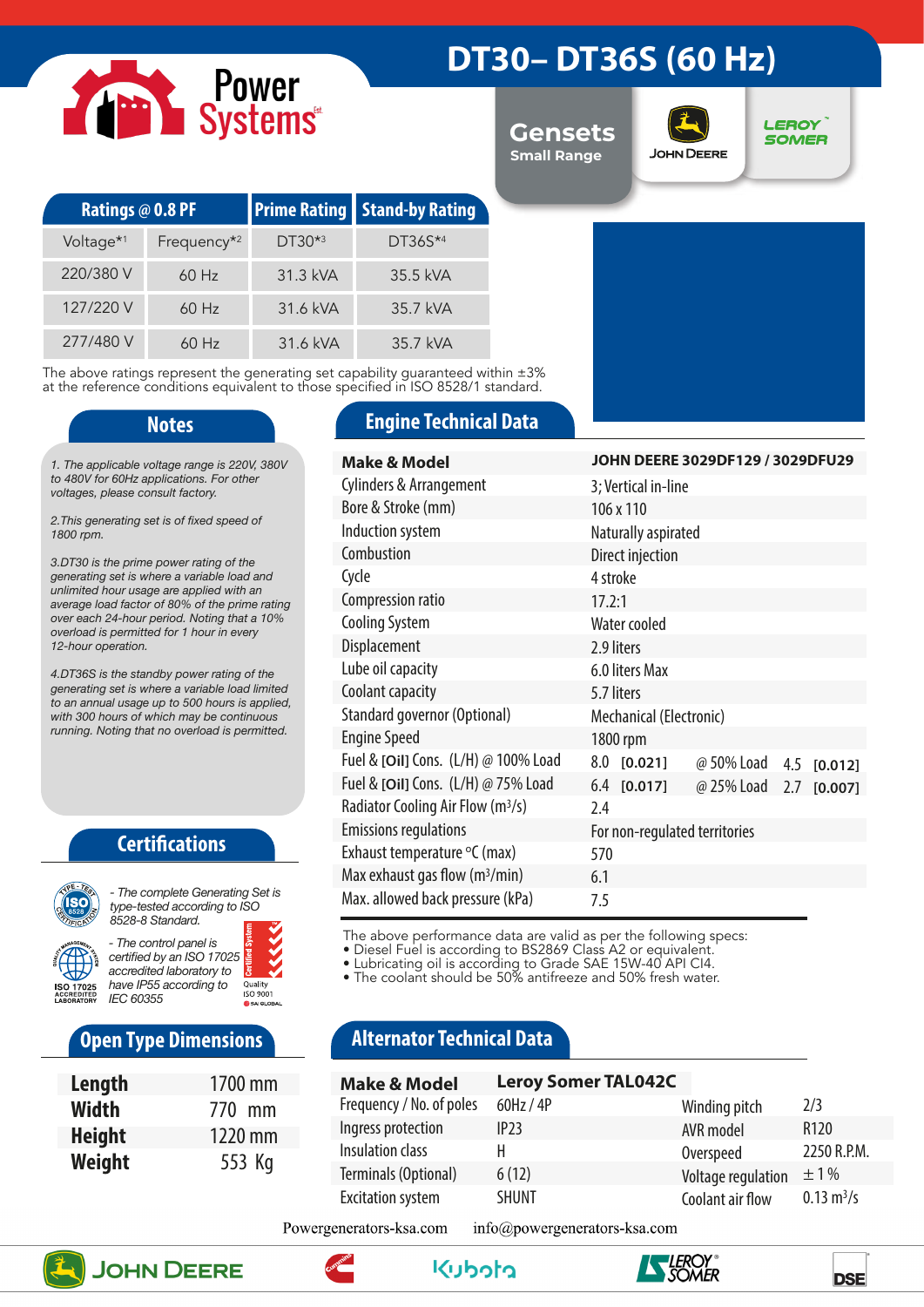# DT30– DT36S (60 Hz)

Power Systems

Gensets
Small Range

JOHN DEERE

LEROY SOMER

| Ratings @ 0.8 PF | | Prime Rating | Stand-by Rating |
|---|---|---|---|
| Voltage*1 | Frequency*2 | DT30*3 | DT36S*4 |
| 220/380 V | 60 Hz | 31.3 kVA | 35.5 kVA |
| 127/220 V | 60 Hz | 31.6 kVA | 35.7 kVA |
| 277/480 V | 60 Hz | 31.6 kVA | 35.7 kVA |

The above ratings represent the generating set capability guaranteed within ±3% at the reference conditions equivalent to those specified in ISO 8528/1 standard.

## Notes

*1. The applicable voltage range is 220V, 380V to 480V for 60Hz applications. For other voltages, please consult factory.*

*2.This generating set is of fixed speed of 1800 rpm.*

*3.DT30 is the prime power rating of the generating set is where a variable load and unlimited hour usage are applied with an average load factor of 80% of the prime rating over each 24-hour period. Noting that a 10% overload is permitted for 1 hour in every 12-hour operation.*

*4.DT36S is the standby power rating of the generating set is where a variable load limited to an annual usage up to 500 hours is applied, with 300 hours of which may be continuous running. Noting that no overload is permitted.*

## Certifications

- *The complete Generating Set is type-tested according to ISO 8528-8 Standard.*
- *The control panel is certified by an ISO 17025 accredited laboratory to have IP55 according to IEC 60355*

## Open Type Dimensions

| | |
|---|---|
| **Length** | 1700 mm |
| **Width** | 770 mm |
| **Height** | 1220 mm |
| **Weight** | 553 Kg |

## Engine Technical Data

| | |
|---|---|
| **Make & Model** | **JOHN DEERE 3029DF129 / 3029DFU29** |
| Cylinders & Arrangement | 3; Vertical in-line |
| Bore & Stroke (mm) | 106 x 110 |
| Induction system | Naturally aspirated |
| Combustion | Direct injection |
| Cycle | 4 stroke |
| Compression ratio | 17.2:1 |
| Cooling System | Water cooled |
| Displacement | 2.9 liters |
| Lube oil capacity | 6.0 liters Max |
| Coolant capacity | 5.7 liters |
| Standard governor (Optional) | Mechanical (Electronic) |
| Engine Speed | 1800 rpm |
| Fuel & [Oil] Cons. (L/H) @ 100% Load | 8.0 **[0.021]** @ 50% Load 4.5 **[0.012]** |
| Fuel & [Oil] Cons. (L/H) @ 75% Load | 6.4 **[0.017]** @ 25% Load 2.7 **[0.007]** |
| Radiator Cooling Air Flow ($m^3/s$) | 2.4 |
| Emissions regulations | For non-regulated territories |
| Exhaust temperature °C (max) | 570 |
| Max exhaust gas flow ($m^3/min$) | 6.1 |
| Max. allowed back pressure (kPa) | 7.5 |

The above performance data are valid as per the following specs:
- Diesel Fuel is according to BS2869 Class A2 or equivalent.
- Lubricating oil is according to Grade SAE 15W-40 API CI4.
- The coolant should be 50% antifreeze and 50% fresh water.

## Alternator Technical Data

| | | | |
|---|---|---|---|
| **Make & Model** | **Leroy Somer TAL042C** | | |
| Frequency / No. of poles | 60Hz / 4P | Winding pitch | 2/3 |
| Ingress protection | IP23 | AVR model | R120 |
| Insulation class | H | Overspeed | 2250 R.P.M. |
| Terminals (Optional) | 6 (12) | Voltage regulation | ± 1 % |
| Excitation system | SHUNT | Coolant air flow | 0.13 $m^3/s$ |

Powergenerators-ksa.com info@powergenerators-ksa.com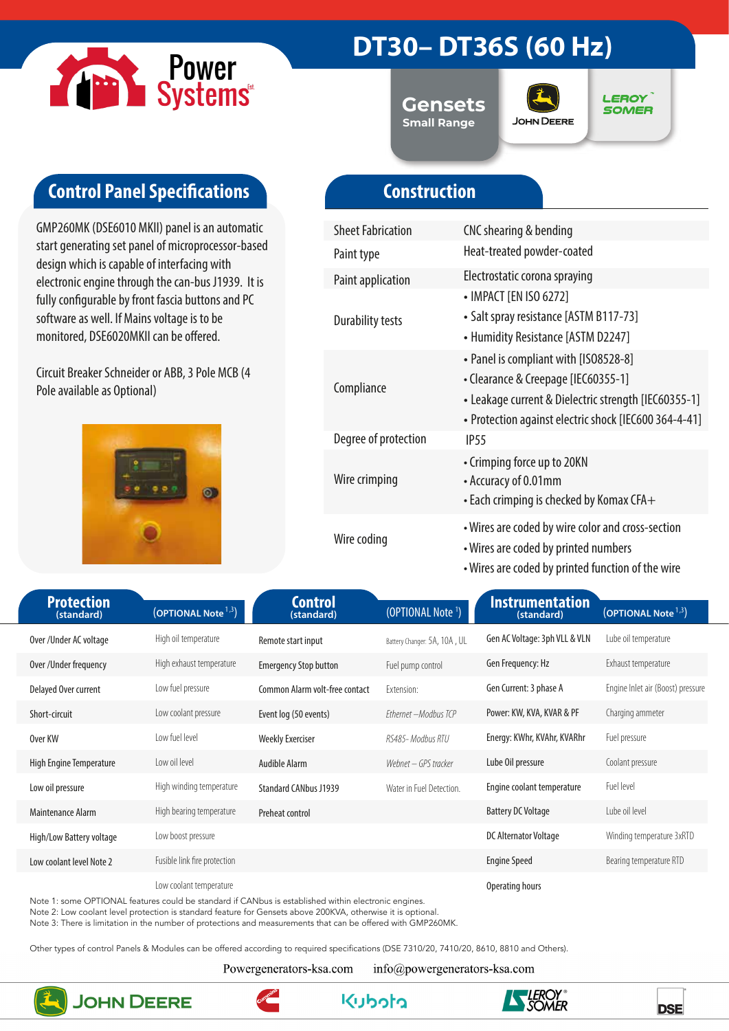# DT30– DT36S (60 Hz)

**Gensets**
Small Range

## Control Panel Specifications

GMP260MK (DSE6010 MKII) panel is an automatic start generating set panel of microprocessor-based design which is capable of interfacing with electronic engine through the can-bus J1939. It is fully configurable by front fascia buttons and PC software as well. If Mains voltage is to be monitored, DSE6020MKII can be offered.

Circuit Breaker Schneider or ABB, 3 Pole MCB (4 Pole available as Optional)

## Construction

| | |
|---|---|
| Sheet Fabrication | CNC shearing & bending |
| Paint type | Heat-treated powder-coated |
| Paint application | Electrostatic corona spraying |
| Durability tests | • IMPACT [EN ISO 6272]<br>• Salt spray resistance [ASTM B117-73]<br>• Humidity Resistance [ASTM D2247] |
| Compliance | • Panel is compliant with [IS08528-8]<br>• Clearance & Creepage [IEC60355-1]<br>• Leakage current & Dielectric strength [IEC60355-1]<br>• Protection against electric shock [IEC600 364-4-41] |
| Degree of protection | IP55 |
| Wire crimping | • Crimping force up to 20KN<br>• Accuracy of 0.01mm<br>• Each crimping is checked by Komax CFA+ |
| Wire coding | • Wires are coded by wire color and cross-section<br>• Wires are coded by printed numbers<br>• Wires are coded by printed function of the wire |

| Protection (standard) | (OPTIONAL Note [1,3]) | Control (standard) | (OPTIONAL Note [1]) | Instrumentation (standard) | (OPTIONAL Note [1,3]) |
|---|---|---|---|---|---|
| Over /Under AC voltage | High oil temperature | Remote start input | Battery Changer: 5A, 10A , UL | Gen AC Voltage: 3ph VLL & VLN | Lube oil temperature |
| Over /Under frequency | High exhaust temperature | Emergency Stop button | Fuel pump control | Gen Frequency: Hz | Exhaust temperature |
| Delayed Over current | Low fuel pressure | Common Alarm volt-free contact | Extension: | Gen Current: 3 phase A | Engine Inlet air (Boost) pressure |
| Short-circuit | Low coolant pressure | Event log (50 events) | *Ethernet –Modbus TCP* | Power: KW, KVA, KVAR & PF | Charging ammeter |
| Over KW | Low fuel level | Weekly Exerciser | *RS485- Modbus RTU* | Energy: KWhr, KVAhr, KVARhr | Fuel pressure |
| High Engine Temperature | Low oil level | Audible Alarm | *Webnet – GPS tracker* | Lube Oil pressure | Coolant pressure |
| Low oil pressure | High winding temperature | Standard CANbus J1939 | Water in Fuel Detection. | Engine coolant temperature | Fuel level |
| Maintenance Alarm | High bearing temperature | Preheat control | | Battery DC Voltage | Lube oil level |
| High/Low Battery voltage | Low boost pressure | | | DC Alternator Voltage | Winding temperature 3xRTD |
| Low coolant level Note 2 | Fusible link fire protection | | | Engine Speed | Bearing temperature RTD |
| | Low coolant temperature | | | Operating hours | |

Note 1: some OPTIONAL features could be standard if CANbus is established within electronic engines.
Note 2: Low coolant level protection is standard feature for Gensets above 200KVA, otherwise it is optional.
Note 3: There is limitation in the number of protections and measurements that can be offered with GMP260MK.

Other types of control Panels & Modules can be offered according to required specifications (DSE 7310/20, 7410/20, 8610, 8810 and Others).

Powergenerators-ksa.com info@powergenerators-ksa.com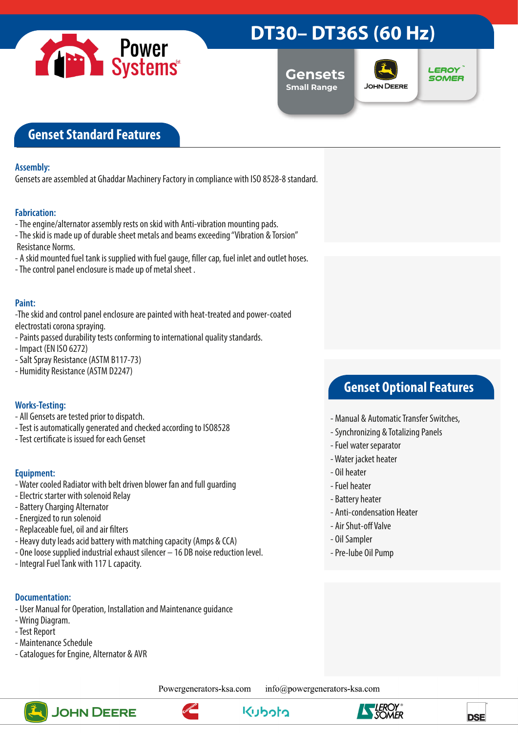# DT30– DT36S (60 Hz)

Power Systems

Gensets
Small Range

## Genset Standard Features

**Assembly:**
Gensets are assembled at Ghaddar Machinery Factory in compliance with ISO 8528-8 standard.

**Fabrication:**
- The engine/alternator assembly rests on skid with Anti-vibration mounting pads.
- The skid is made up of durable sheet metals and beams exceeding "Vibration & Torsion" Resistance Norms.
- A skid mounted fuel tank is supplied with fuel gauge, filler cap, fuel inlet and outlet hoses.
- The control panel enclosure is made up of metal sheet .

**Paint:**
-The skid and control panel enclosure are painted with heat-treated and power-coated electrostati corona spraying.
- Paints passed durability tests conforming to international quality standards.
- Impact (EN ISO 6272)
- Salt Spray Resistance (ASTM B117-73)
- Humidity Resistance (ASTM D2247)

**Works-Testing:**
- All Gensets are tested prior to dispatch.
- Test is automatically generated and checked according to ISO8528
- Test certificate is issued for each Genset

**Equipment:**
- Water cooled Radiator with belt driven blower fan and full guarding
- Electric starter with solenoid Relay
- Battery Charging Alternator
- Energized to run solenoid
- Replaceable fuel, oil and air filters
- Heavy duty leads acid battery with matching capacity (Amps & CCA)
- One loose supplied industrial exhaust silencer – 16 DB noise reduction level.
- Integral Fuel Tank with 117 L capacity.

**Documentation:**
- User Manual for Operation, Installation and Maintenance guidance
- Wring Diagram.
- Test Report
- Maintenance Schedule
- Catalogues for Engine, Alternator & AVR

## Genset Optional Features

- Manual & Automatic Transfer Switches,
- Synchronizing & Totalizing Panels
- Fuel water separator
- Water jacket heater
- Oil heater
- Fuel heater
- Battery heater
- Anti-condensation Heater
- Air Shut-off Valve
- Oil Sampler
- Pre-lube Oil Pump

Powergenerators-ksa.com info@powergenerators-ksa.com